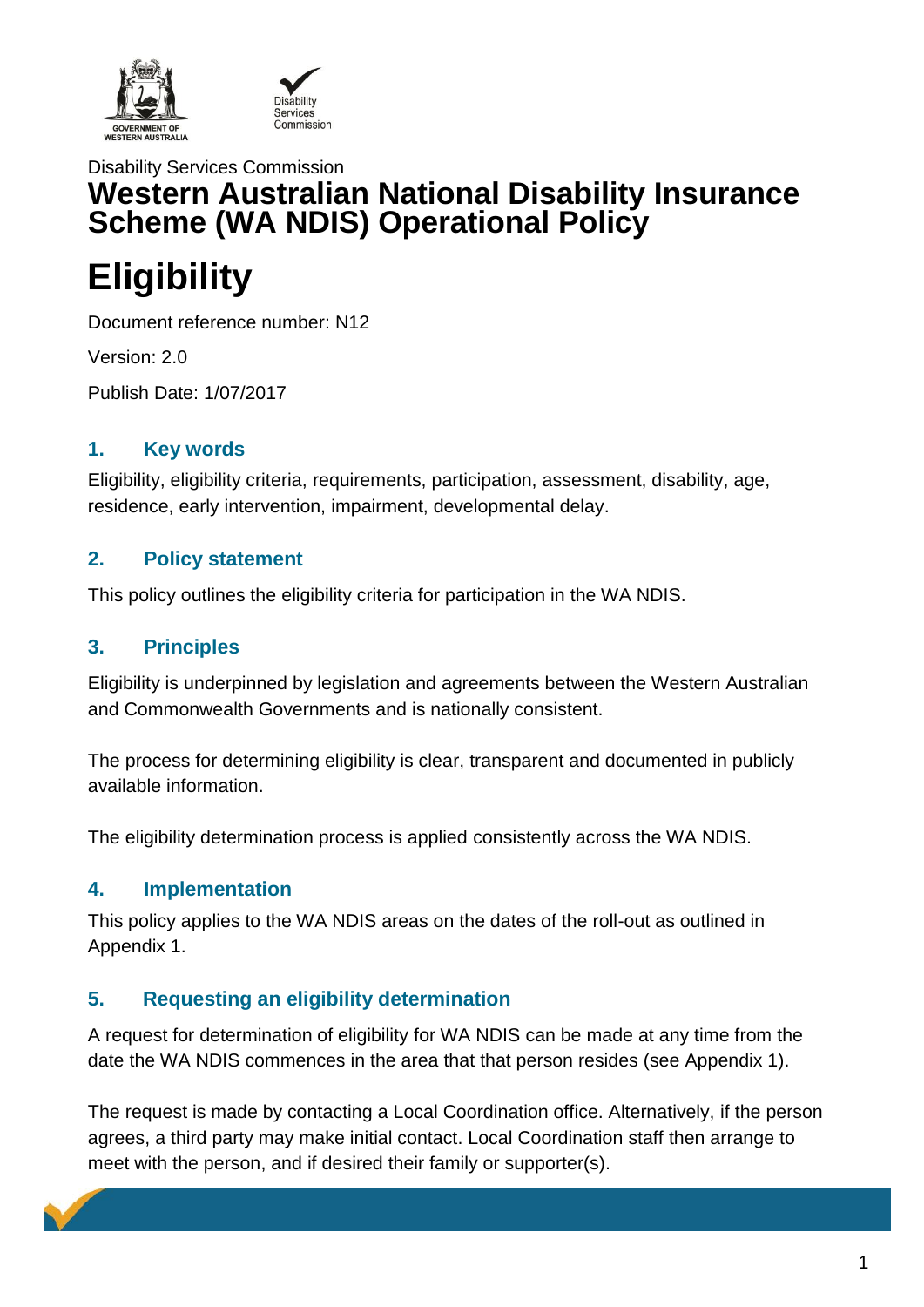Disability Services Commission

# Western Australian National Disability Insurance Scheme (WA NDIS) Operational Policy

# Eligibility

Document reference number: N12

Version: 2.0

Publish Date: 1/07/2017

## 1. Key words

Eligibility, eligibility criteria, requirements, participation, assessment, disability, age, residence, early intervention, impairment, developmental delay.

## 2. Policy statement

This policy outlines the eligibility criteria for participation in the WA NDIS.

## 3. Principles

Eligibility is underpinned by legislation and agreements between the Western Australian and Commonwealth Governments and is nationally consistent.

The process for determining eligibility is clear, transparent and documented in publicly available information.

The eligibility determination process is applied consistently across the WA NDIS.

## 4. Implementation

This policy applies to the WA NDIS areas on the dates of the roll-out as outlined in Appendix 1.

## 5. Requesting an eligibility determination

A request for determination of eligibility for WA NDIS can be made at any time from the date the WA NDIS commences in the area that that person resides (see Appendix 1).

The request is made by contacting a Local Coordination office. Alternatively, if the person agrees, a third party may make initial contact. Local Coordination staff then arrange to meet with the person, and if desired their family or supporter(s).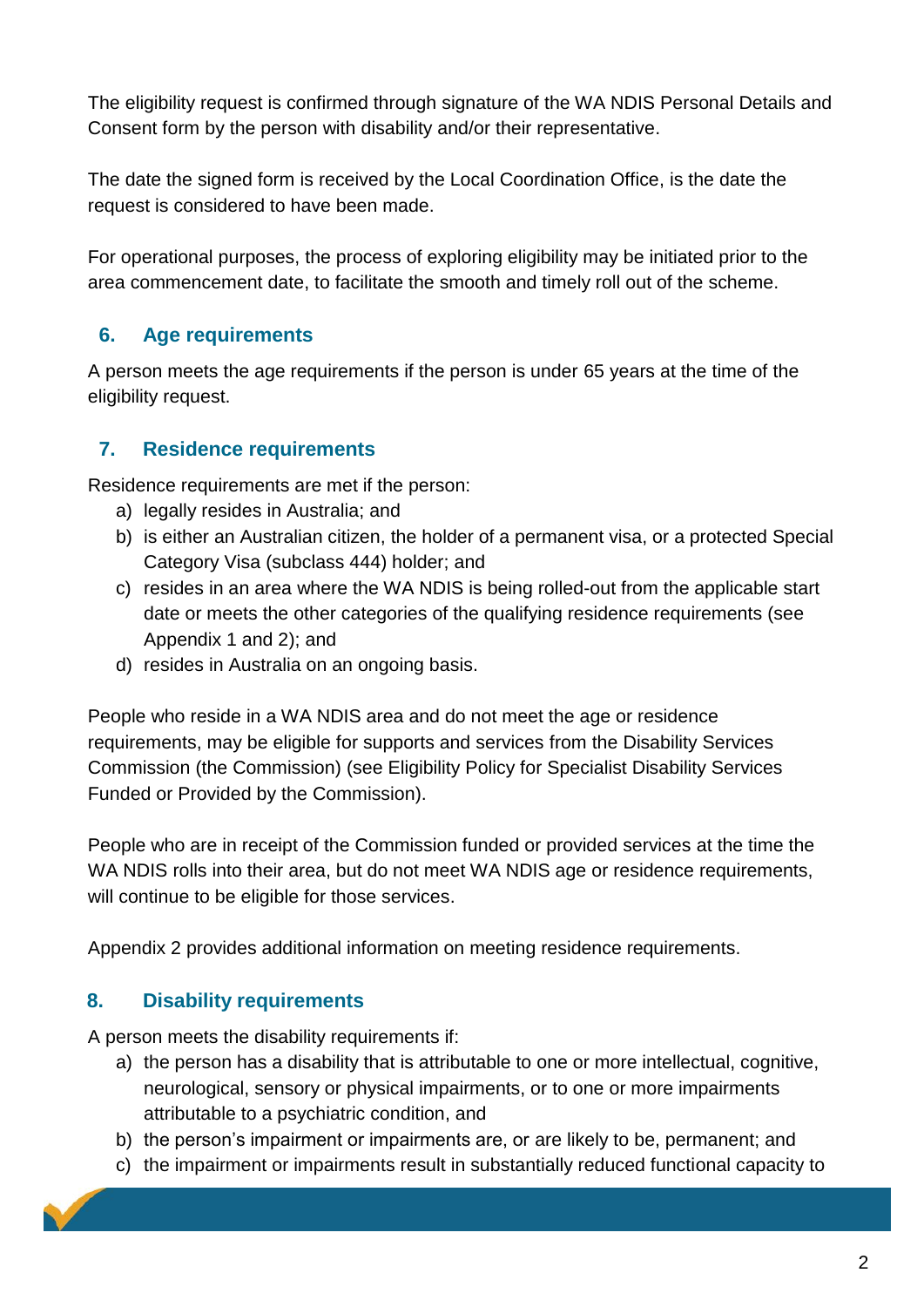The eligibility request is confirmed through signature of the WA NDIS Personal Details and Consent form by the person with disability and/or their representative.

The date the signed form is received by the Local Coordination Office, is the date the request is considered to have been made.

For operational purposes, the process of exploring eligibility may be initiated prior to the area commencement date, to facilitate the smooth and timely roll out of the scheme.

## 6. Age requirements

A person meets the age requirements if the person is under 65 years at the time of the eligibility request.

## 7. Residence requirements

Residence requirements are met if the person:

a) legally resides in Australia; and
b) is either an Australian citizen, the holder of a permanent visa, or a protected Special Category Visa (subclass 444) holder; and
c) resides in an area where the WA NDIS is being rolled-out from the applicable start date or meets the other categories of the qualifying residence requirements (see Appendix 1 and 2); and
d) resides in Australia on an ongoing basis.

People who reside in a WA NDIS area and do not meet the age or residence requirements, may be eligible for supports and services from the Disability Services Commission (the Commission) (see Eligibility Policy for Specialist Disability Services Funded or Provided by the Commission).

People who are in receipt of the Commission funded or provided services at the time the WA NDIS rolls into their area, but do not meet WA NDIS age or residence requirements, will continue to be eligible for those services.

Appendix 2 provides additional information on meeting residence requirements.

## 8. Disability requirements

A person meets the disability requirements if:

a) the person has a disability that is attributable to one or more intellectual, cognitive, neurological, sensory or physical impairments, or to one or more impairments attributable to a psychiatric condition, and
b) the person's impairment or impairments are, or are likely to be, permanent; and
c) the impairment or impairments result in substantially reduced functional capacity to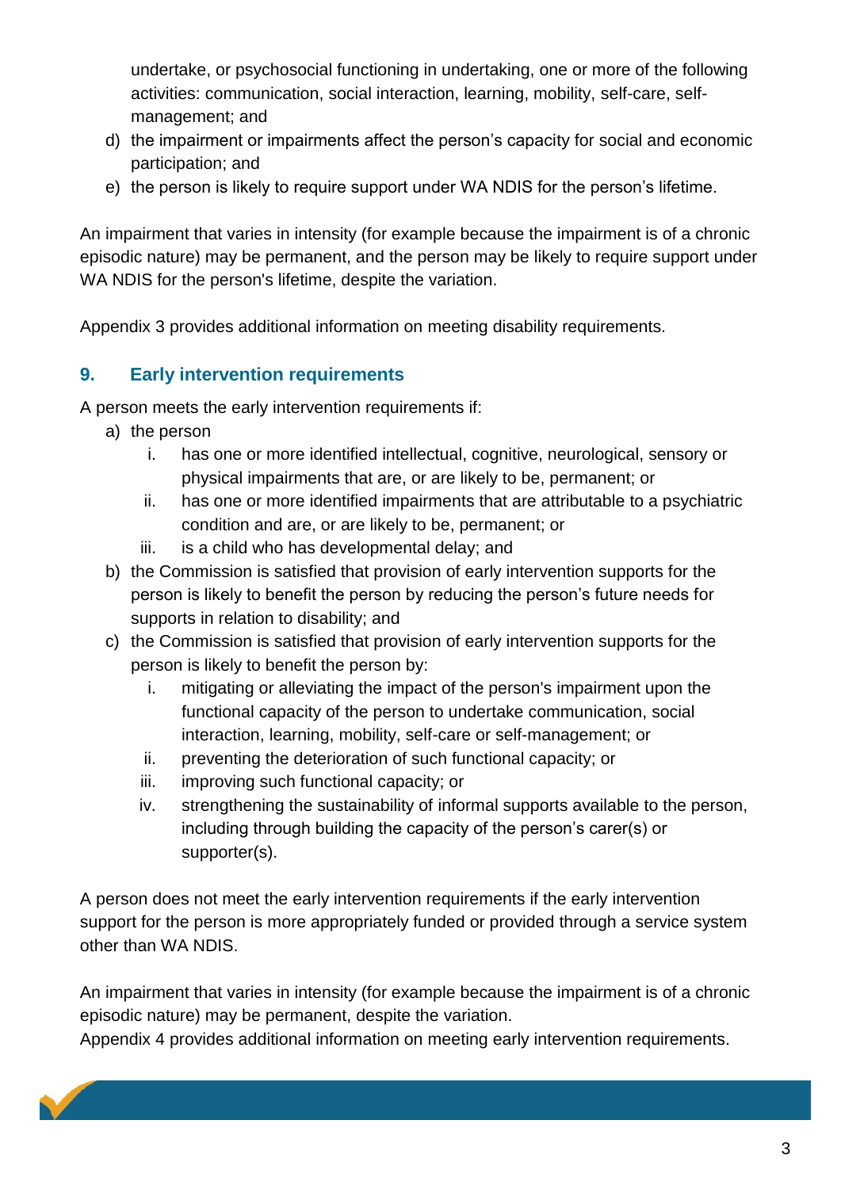undertake, or psychosocial functioning in undertaking, one or more of the following activities: communication, social interaction, learning, mobility, self-care, self-management; and

d) the impairment or impairments affect the person's capacity for social and economic participation; and
e) the person is likely to require support under WA NDIS for the person's lifetime.

An impairment that varies in intensity (for example because the impairment is of a chronic episodic nature) may be permanent, and the person may be likely to require support under WA NDIS for the person's lifetime, despite the variation.

Appendix 3 provides additional information on meeting disability requirements.

## 9. Early intervention requirements

A person meets the early intervention requirements if:

a) the person
   i. has one or more identified intellectual, cognitive, neurological, sensory or physical impairments that are, or are likely to be, permanent; or
   ii. has one or more identified impairments that are attributable to a psychiatric condition and are, or are likely to be, permanent; or
   iii. is a child who has developmental delay; and
b) the Commission is satisfied that provision of early intervention supports for the person is likely to benefit the person by reducing the person's future needs for supports in relation to disability; and
c) the Commission is satisfied that provision of early intervention supports for the person is likely to benefit the person by:
   i. mitigating or alleviating the impact of the person's impairment upon the functional capacity of the person to undertake communication, social interaction, learning, mobility, self-care or self-management; or
   ii. preventing the deterioration of such functional capacity; or
   iii. improving such functional capacity; or
   iv. strengthening the sustainability of informal supports available to the person, including through building the capacity of the person's carer(s) or supporter(s).

A person does not meet the early intervention requirements if the early intervention support for the person is more appropriately funded or provided through a service system other than WA NDIS.

An impairment that varies in intensity (for example because the impairment is of a chronic episodic nature) may be permanent, despite the variation.
Appendix 4 provides additional information on meeting early intervention requirements.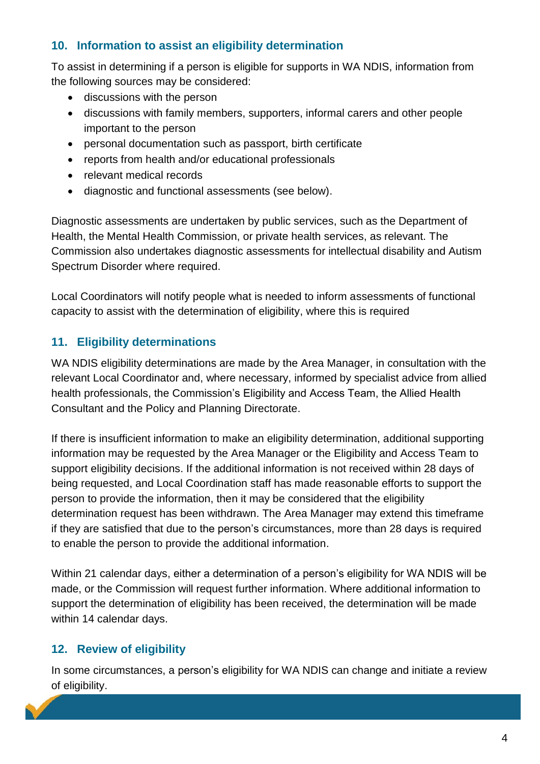## 10. Information to assist an eligibility determination

To assist in determining if a person is eligible for supports in WA NDIS, information from the following sources may be considered:

- discussions with the person
- discussions with family members, supporters, informal carers and other people important to the person
- personal documentation such as passport, birth certificate
- reports from health and/or educational professionals
- relevant medical records
- diagnostic and functional assessments (see below).

Diagnostic assessments are undertaken by public services, such as the Department of Health, the Mental Health Commission, or private health services, as relevant. The Commission also undertakes diagnostic assessments for intellectual disability and Autism Spectrum Disorder where required.

Local Coordinators will notify people what is needed to inform assessments of functional capacity to assist with the determination of eligibility, where this is required

## 11. Eligibility determinations

WA NDIS eligibility determinations are made by the Area Manager, in consultation with the relevant Local Coordinator and, where necessary, informed by specialist advice from allied health professionals, the Commission's Eligibility and Access Team, the Allied Health Consultant and the Policy and Planning Directorate.

If there is insufficient information to make an eligibility determination, additional supporting information may be requested by the Area Manager or the Eligibility and Access Team to support eligibility decisions. If the additional information is not received within 28 days of being requested, and Local Coordination staff has made reasonable efforts to support the person to provide the information, then it may be considered that the eligibility determination request has been withdrawn. The Area Manager may extend this timeframe if they are satisfied that due to the person's circumstances, more than 28 days is required to enable the person to provide the additional information.

Within 21 calendar days, either a determination of a person's eligibility for WA NDIS will be made, or the Commission will request further information. Where additional information to support the determination of eligibility has been received, the determination will be made within 14 calendar days.

## 12. Review of eligibility

In some circumstances, a person's eligibility for WA NDIS can change and initiate a review of eligibility.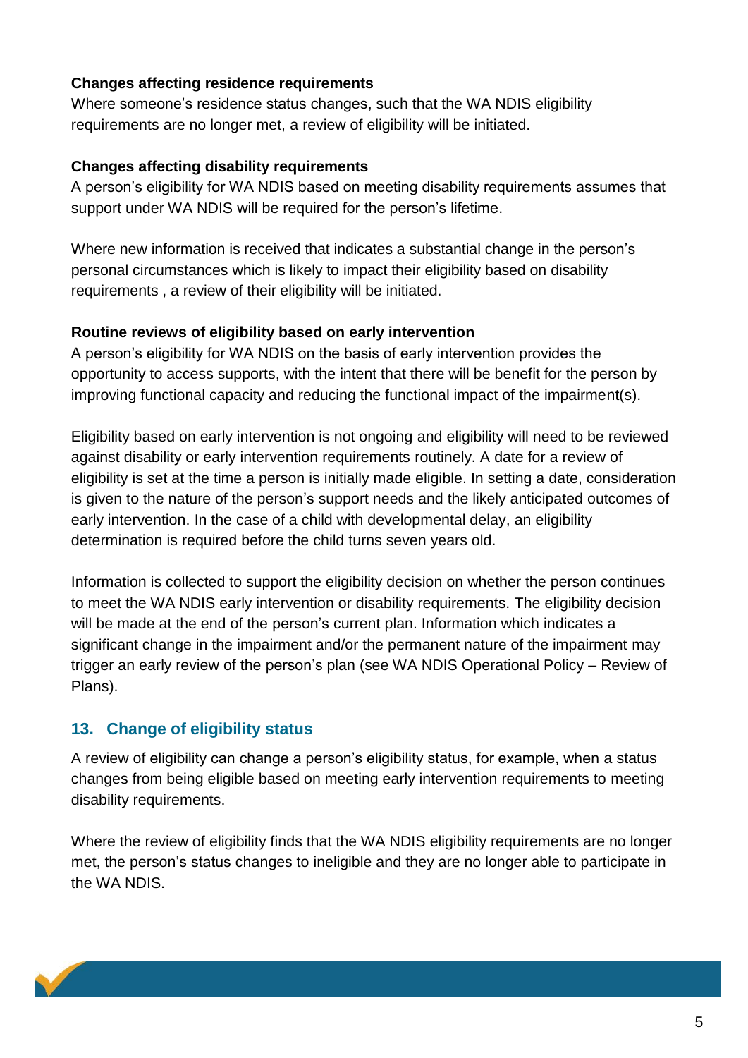**Changes affecting residence requirements**

Where someone's residence status changes, such that the WA NDIS eligibility requirements are no longer met, a review of eligibility will be initiated.

**Changes affecting disability requirements**

A person's eligibility for WA NDIS based on meeting disability requirements assumes that support under WA NDIS will be required for the person's lifetime.

Where new information is received that indicates a substantial change in the person's personal circumstances which is likely to impact their eligibility based on disability requirements , a review of their eligibility will be initiated.

**Routine reviews of eligibility based on early intervention**

A person's eligibility for WA NDIS on the basis of early intervention provides the opportunity to access supports, with the intent that there will be benefit for the person by improving functional capacity and reducing the functional impact of the impairment(s).

Eligibility based on early intervention is not ongoing and eligibility will need to be reviewed against disability or early intervention requirements routinely. A date for a review of eligibility is set at the time a person is initially made eligible. In setting a date, consideration is given to the nature of the person's support needs and the likely anticipated outcomes of early intervention. In the case of a child with developmental delay, an eligibility determination is required before the child turns seven years old.

Information is collected to support the eligibility decision on whether the person continues to meet the WA NDIS early intervention or disability requirements. The eligibility decision will be made at the end of the person's current plan. Information which indicates a significant change in the impairment and/or the permanent nature of the impairment may trigger an early review of the person's plan (see WA NDIS Operational Policy – Review of Plans).

## 13. Change of eligibility status

A review of eligibility can change a person's eligibility status, for example, when a status changes from being eligible based on meeting early intervention requirements to meeting disability requirements.

Where the review of eligibility finds that the WA NDIS eligibility requirements are no longer met, the person's status changes to ineligible and they are no longer able to participate in the WA NDIS.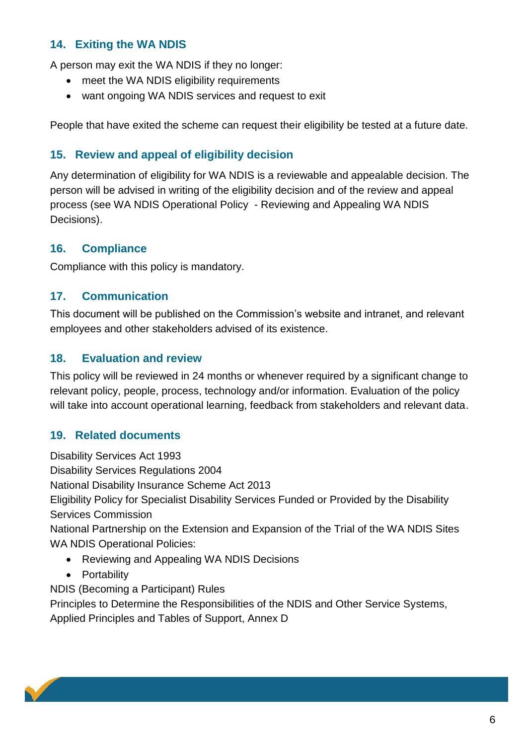## 14. Exiting the WA NDIS

A person may exit the WA NDIS if they no longer:

- meet the WA NDIS eligibility requirements
- want ongoing WA NDIS services and request to exit

People that have exited the scheme can request their eligibility be tested at a future date.

## 15. Review and appeal of eligibility decision

Any determination of eligibility for WA NDIS is a reviewable and appealable decision. The person will be advised in writing of the eligibility decision and of the review and appeal process (see WA NDIS Operational Policy - Reviewing and Appealing WA NDIS Decisions).

## 16. Compliance

Compliance with this policy is mandatory.

## 17. Communication

This document will be published on the Commission's website and intranet, and relevant employees and other stakeholders advised of its existence.

## 18. Evaluation and review

This policy will be reviewed in 24 months or whenever required by a significant change to relevant policy, people, process, technology and/or information. Evaluation of the policy will take into account operational learning, feedback from stakeholders and relevant data.

## 19. Related documents

Disability Services Act 1993
Disability Services Regulations 2004
National Disability Insurance Scheme Act 2013
Eligibility Policy for Specialist Disability Services Funded or Provided by the Disability Services Commission
National Partnership on the Extension and Expansion of the Trial of the WA NDIS Sites
WA NDIS Operational Policies:

- Reviewing and Appealing WA NDIS Decisions
- Portability

NDIS (Becoming a Participant) Rules
Principles to Determine the Responsibilities of the NDIS and Other Service Systems, Applied Principles and Tables of Support, Annex D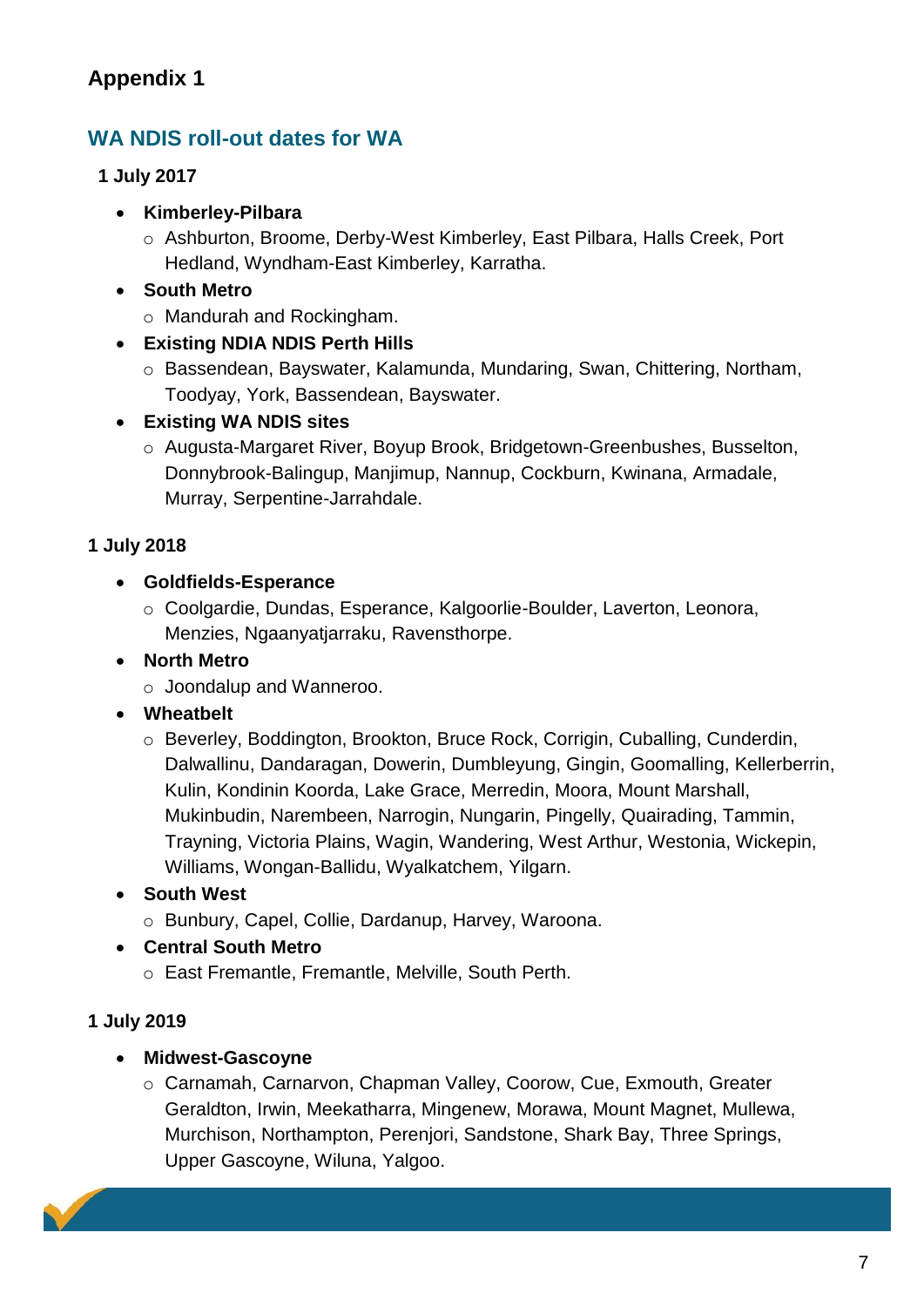## Appendix 1

### WA NDIS roll-out dates for WA

**1 July 2017**

- **Kimberley-Pilbara**
  - Ashburton, Broome, Derby-West Kimberley, East Pilbara, Halls Creek, Port Hedland, Wyndham-East Kimberley, Karratha.
- **South Metro**
  - Mandurah and Rockingham.
- **Existing NDIA NDIS Perth Hills**
  - Bassendean, Bayswater, Kalamunda, Mundaring, Swan, Chittering, Northam, Toodyay, York, Bassendean, Bayswater.
- **Existing WA NDIS sites**
  - Augusta-Margaret River, Boyup Brook, Bridgetown-Greenbushes, Busselton, Donnybrook-Balingup, Manjimup, Nannup, Cockburn, Kwinana, Armadale, Murray, Serpentine-Jarrahdale.

**1 July 2018**

- **Goldfields-Esperance**
  - Coolgardie, Dundas, Esperance, Kalgoorlie-Boulder, Laverton, Leonora, Menzies, Ngaanyatjarraku, Ravensthorpe.
- **North Metro**
  - Joondalup and Wanneroo.
- **Wheatbelt**
  - Beverley, Boddington, Brookton, Bruce Rock, Corrigin, Cuballing, Cunderdin, Dalwallinu, Dandaragan, Dowerin, Dumbleyung, Gingin, Goomalling, Kellerberrin, Kulin, Kondinin Koorda, Lake Grace, Merredin, Moora, Mount Marshall, Mukinbudin, Narembeen, Narrogin, Nungarin, Pingelly, Quairading, Tammin, Trayning, Victoria Plains, Wagin, Wandering, West Arthur, Westonia, Wickepin, Williams, Wongan-Ballidu, Wyalkatchem, Yilgarn.
- **South West**
  - Bunbury, Capel, Collie, Dardanup, Harvey, Waroona.
- **Central South Metro**
  - East Fremantle, Fremantle, Melville, South Perth.

**1 July 2019**

- **Midwest-Gascoyne**
  - Carnamah, Carnarvon, Chapman Valley, Coorow, Cue, Exmouth, Greater Geraldton, Irwin, Meekatharra, Mingenew, Morawa, Mount Magnet, Mullewa, Murchison, Northampton, Perenjori, Sandstone, Shark Bay, Three Springs, Upper Gascoyne, Wiluna, Yalgoo.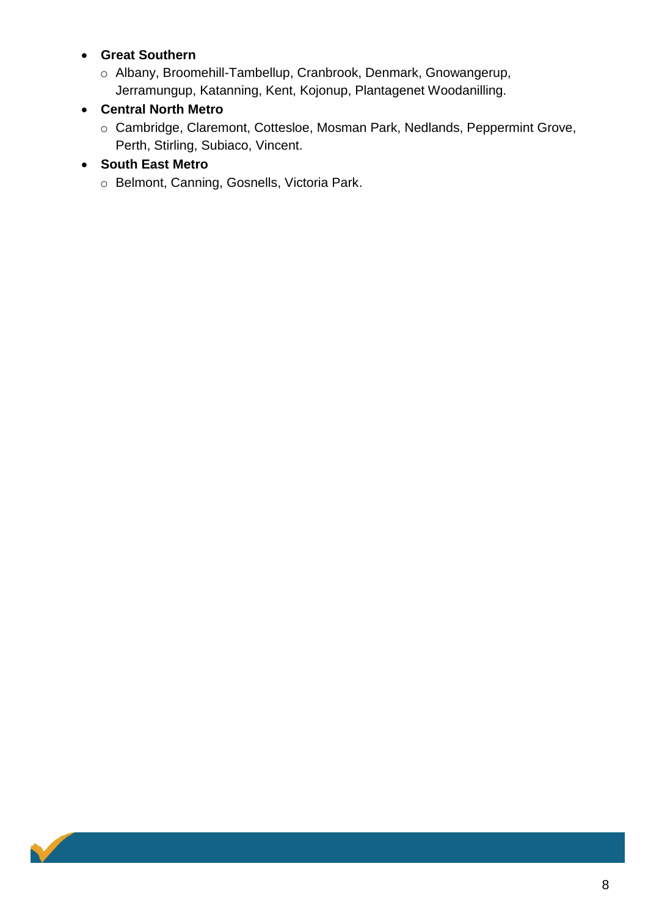- **Great Southern**
    - Albany, Broomehill-Tambellup, Cranbrook, Denmark, Gnowangerup, Jerramungup, Katanning, Kent, Kojonup, Plantagenet Woodanilling.
- **Central North Metro**
    - Cambridge, Claremont, Cottesloe, Mosman Park, Nedlands, Peppermint Grove, Perth, Stirling, Subiaco, Vincent.
- **South East Metro**
    - Belmont, Canning, Gosnells, Victoria Park.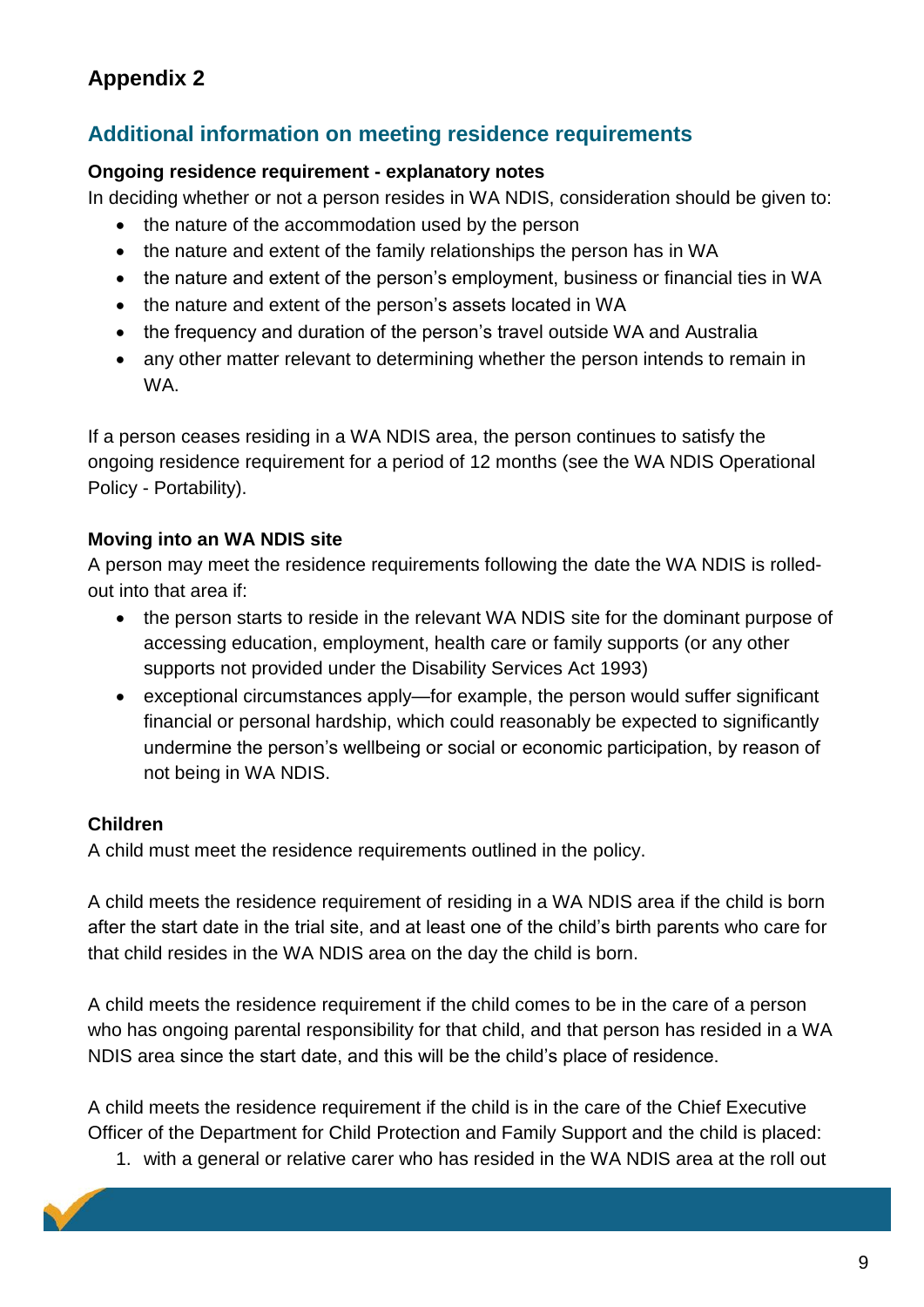## Appendix 2

### Additional information on meeting residence requirements

**Ongoing residence requirement - explanatory notes**

In deciding whether or not a person resides in WA NDIS, consideration should be given to:

- the nature of the accommodation used by the person
- the nature and extent of the family relationships the person has in WA
- the nature and extent of the person's employment, business or financial ties in WA
- the nature and extent of the person's assets located in WA
- the frequency and duration of the person's travel outside WA and Australia
- any other matter relevant to determining whether the person intends to remain in WA.

If a person ceases residing in a WA NDIS area, the person continues to satisfy the ongoing residence requirement for a period of 12 months (see the WA NDIS Operational Policy - Portability).

**Moving into an WA NDIS site**

A person may meet the residence requirements following the date the WA NDIS is rolled-out into that area if:

- the person starts to reside in the relevant WA NDIS site for the dominant purpose of accessing education, employment, health care or family supports (or any other supports not provided under the Disability Services Act 1993)
- exceptional circumstances apply—for example, the person would suffer significant financial or personal hardship, which could reasonably be expected to significantly undermine the person's wellbeing or social or economic participation, by reason of not being in WA NDIS.

**Children**

A child must meet the residence requirements outlined in the policy.

A child meets the residence requirement of residing in a WA NDIS area if the child is born after the start date in the trial site, and at least one of the child's birth parents who care for that child resides in the WA NDIS area on the day the child is born.

A child meets the residence requirement if the child comes to be in the care of a person who has ongoing parental responsibility for that child, and that person has resided in a WA NDIS area since the start date, and this will be the child's place of residence.

A child meets the residence requirement if the child is in the care of the Chief Executive Officer of the Department for Child Protection and Family Support and the child is placed:

1. with a general or relative carer who has resided in the WA NDIS area at the roll out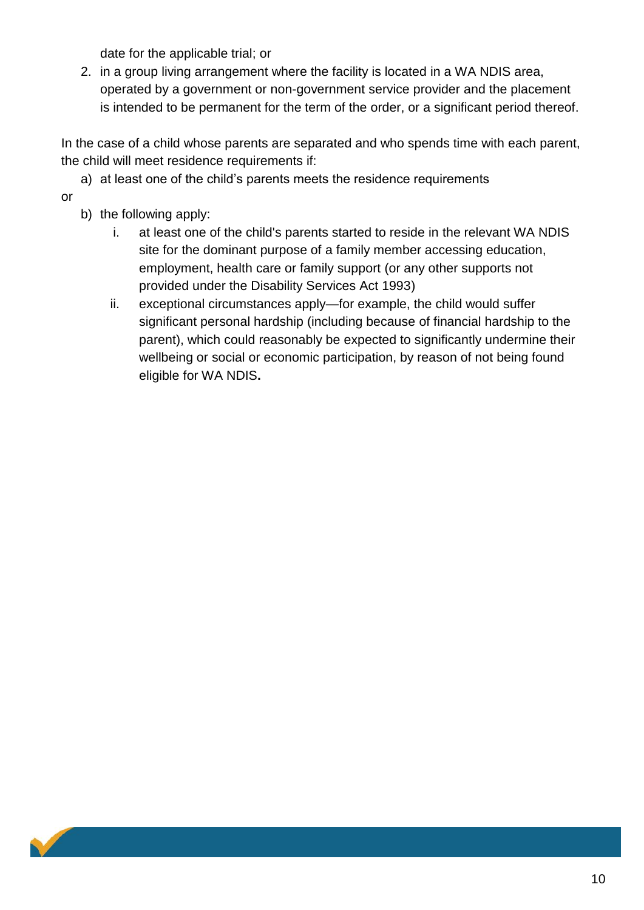date for the applicable trial; or

2. in a group living arrangement where the facility is located in a WA NDIS area, operated by a government or non-government service provider and the placement is intended to be permanent for the term of the order, or a significant period thereof.

In the case of a child whose parents are separated and who spends time with each parent, the child will meet residence requirements if:

a) at least one of the child's parents meets the residence requirements

or

b) the following apply:
   i. at least one of the child's parents started to reside in the relevant WA NDIS site for the dominant purpose of a family member accessing education, employment, health care or family support (or any other supports not provided under the Disability Services Act 1993)
   ii. exceptional circumstances apply—for example, the child would suffer significant personal hardship (including because of financial hardship to the parent), which could reasonably be expected to significantly undermine their wellbeing or social or economic participation, by reason of not being found eligible for WA NDIS**.**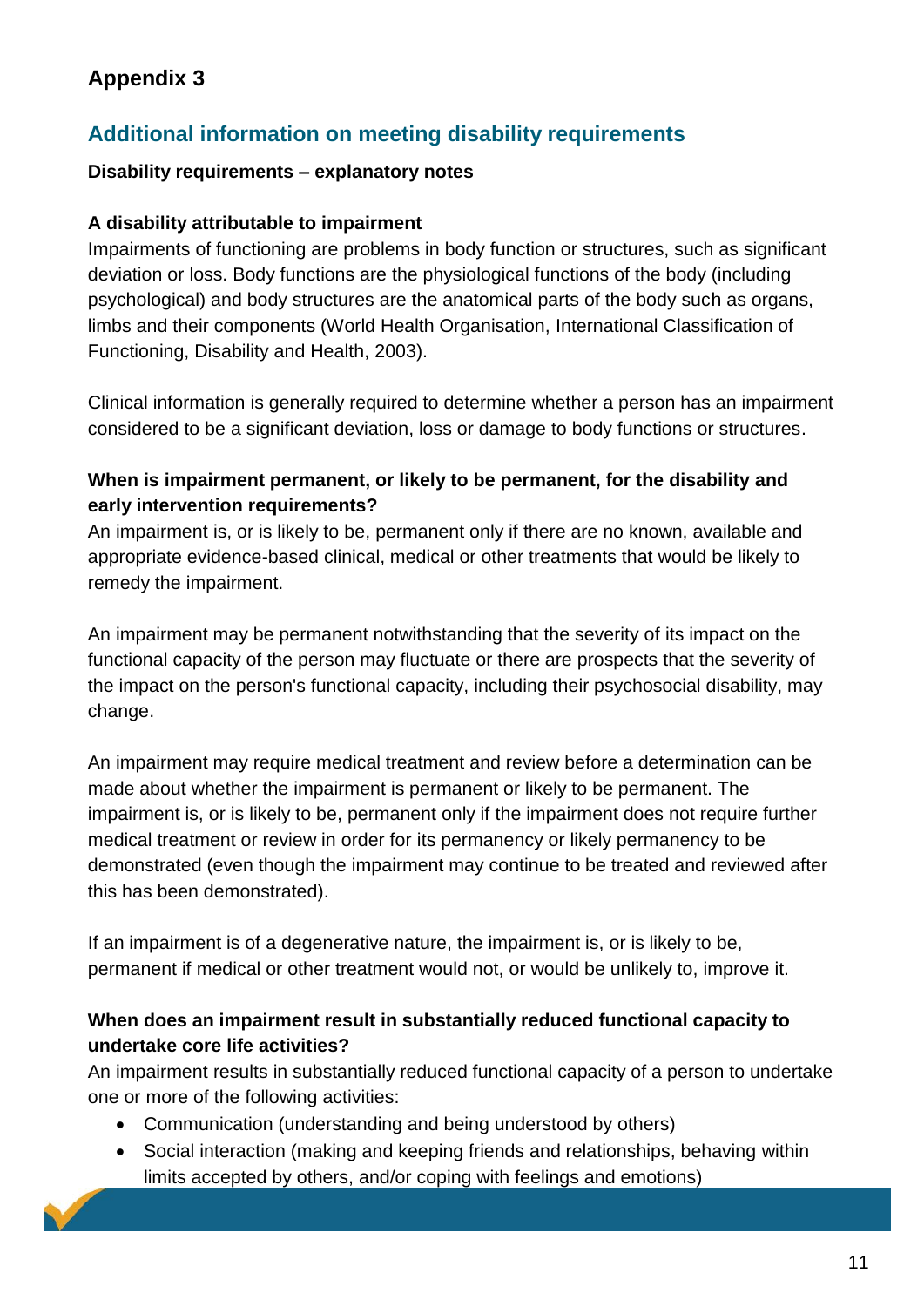## Appendix 3

### Additional information on meeting disability requirements

**Disability requirements – explanatory notes**

**A disability attributable to impairment**
Impairments of functioning are problems in body function or structures, such as significant deviation or loss. Body functions are the physiological functions of the body (including psychological) and body structures are the anatomical parts of the body such as organs, limbs and their components (World Health Organisation, International Classification of Functioning, Disability and Health, 2003).

Clinical information is generally required to determine whether a person has an impairment considered to be a significant deviation, loss or damage to body functions or structures.

**When is impairment permanent, or likely to be permanent, for the disability and early intervention requirements?**
An impairment is, or is likely to be, permanent only if there are no known, available and appropriate evidence-based clinical, medical or other treatments that would be likely to remedy the impairment.

An impairment may be permanent notwithstanding that the severity of its impact on the functional capacity of the person may fluctuate or there are prospects that the severity of the impact on the person's functional capacity, including their psychosocial disability, may change.

An impairment may require medical treatment and review before a determination can be made about whether the impairment is permanent or likely to be permanent. The impairment is, or is likely to be, permanent only if the impairment does not require further medical treatment or review in order for its permanency or likely permanency to be demonstrated (even though the impairment may continue to be treated and reviewed after this has been demonstrated).

If an impairment is of a degenerative nature, the impairment is, or is likely to be, permanent if medical or other treatment would not, or would be unlikely to, improve it.

**When does an impairment result in substantially reduced functional capacity to undertake core life activities?**
An impairment results in substantially reduced functional capacity of a person to undertake one or more of the following activities:

- Communication (understanding and being understood by others)
- Social interaction (making and keeping friends and relationships, behaving within limits accepted by others, and/or coping with feelings and emotions)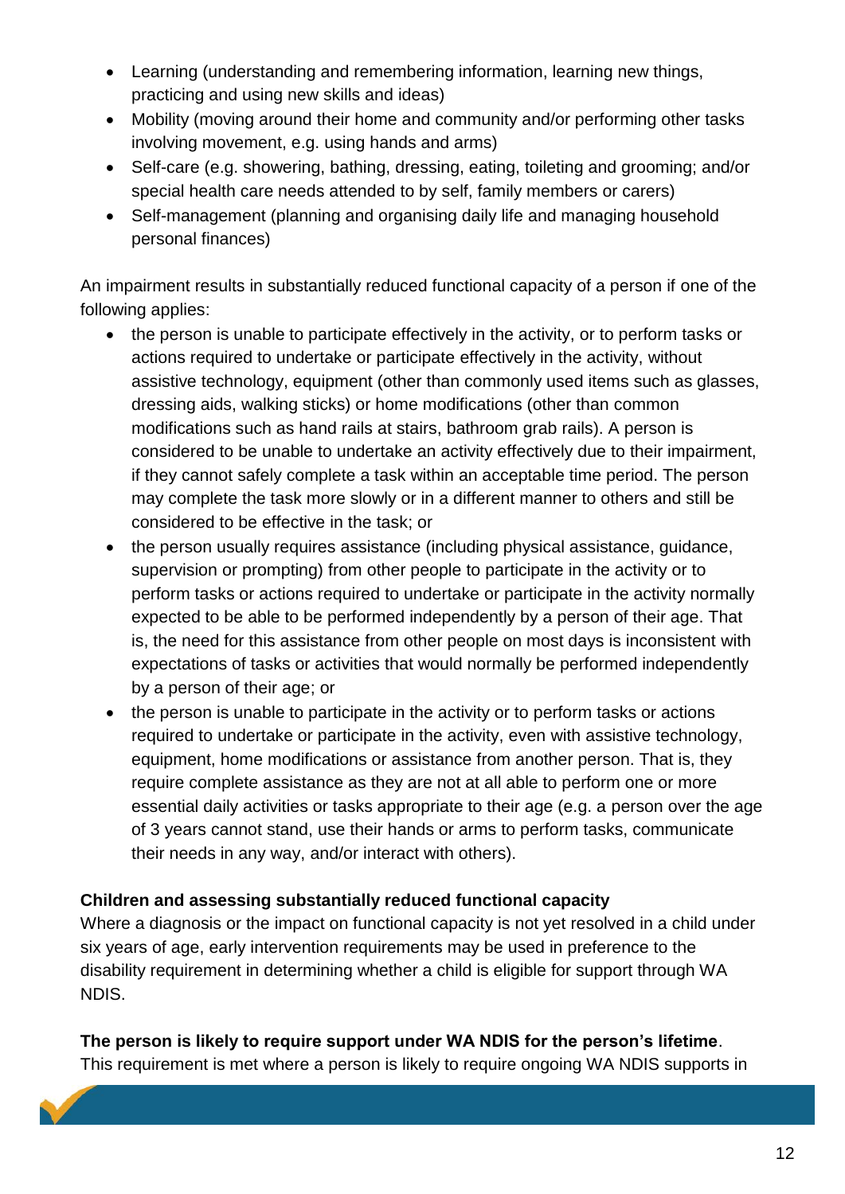- Learning (understanding and remembering information, learning new things, practicing and using new skills and ideas)
- Mobility (moving around their home and community and/or performing other tasks involving movement, e.g. using hands and arms)
- Self-care (e.g. showering, bathing, dressing, eating, toileting and grooming; and/or special health care needs attended to by self, family members or carers)
- Self-management (planning and organising daily life and managing household personal finances)

An impairment results in substantially reduced functional capacity of a person if one of the following applies:

- the person is unable to participate effectively in the activity, or to perform tasks or actions required to undertake or participate effectively in the activity, without assistive technology, equipment (other than commonly used items such as glasses, dressing aids, walking sticks) or home modifications (other than common modifications such as hand rails at stairs, bathroom grab rails). A person is considered to be unable to undertake an activity effectively due to their impairment, if they cannot safely complete a task within an acceptable time period. The person may complete the task more slowly or in a different manner to others and still be considered to be effective in the task; or
- the person usually requires assistance (including physical assistance, guidance, supervision or prompting) from other people to participate in the activity or to perform tasks or actions required to undertake or participate in the activity normally expected to be able to be performed independently by a person of their age. That is, the need for this assistance from other people on most days is inconsistent with expectations of tasks or activities that would normally be performed independently by a person of their age; or
- the person is unable to participate in the activity or to perform tasks or actions required to undertake or participate in the activity, even with assistive technology, equipment, home modifications or assistance from another person. That is, they require complete assistance as they are not at all able to perform one or more essential daily activities or tasks appropriate to their age (e.g. a person over the age of 3 years cannot stand, use their hands or arms to perform tasks, communicate their needs in any way, and/or interact with others).

**Children and assessing substantially reduced functional capacity**

Where a diagnosis or the impact on functional capacity is not yet resolved in a child under six years of age, early intervention requirements may be used in preference to the disability requirement in determining whether a child is eligible for support through WA NDIS.

**The person is likely to require support under WA NDIS for the person's lifetime**.
This requirement is met where a person is likely to require ongoing WA NDIS supports in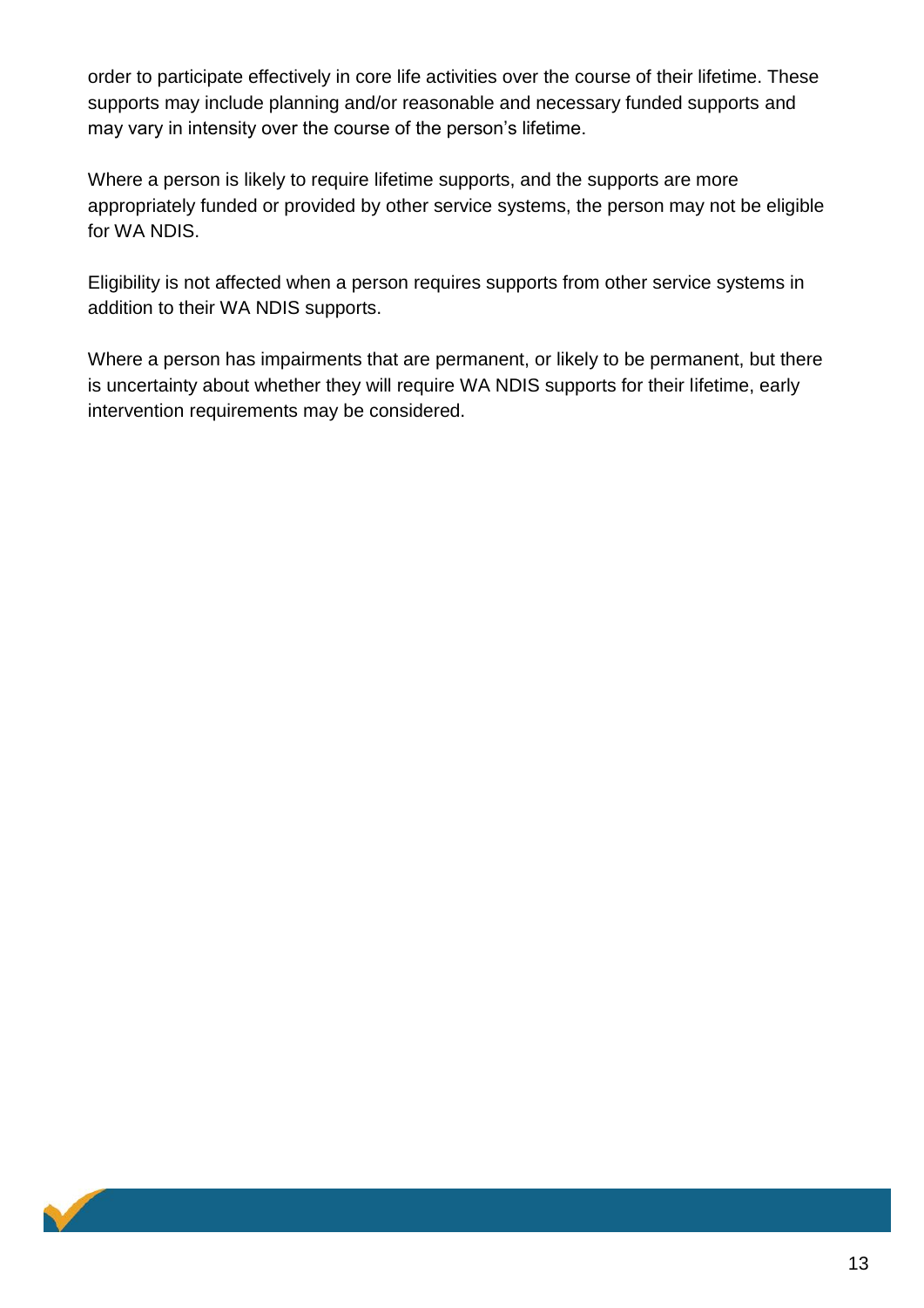order to participate effectively in core life activities over the course of their lifetime. These supports may include planning and/or reasonable and necessary funded supports and may vary in intensity over the course of the person's lifetime.

Where a person is likely to require lifetime supports, and the supports are more appropriately funded or provided by other service systems, the person may not be eligible for WA NDIS.

Eligibility is not affected when a person requires supports from other service systems in addition to their WA NDIS supports.

Where a person has impairments that are permanent, or likely to be permanent, but there is uncertainty about whether they will require WA NDIS supports for their lifetime, early intervention requirements may be considered.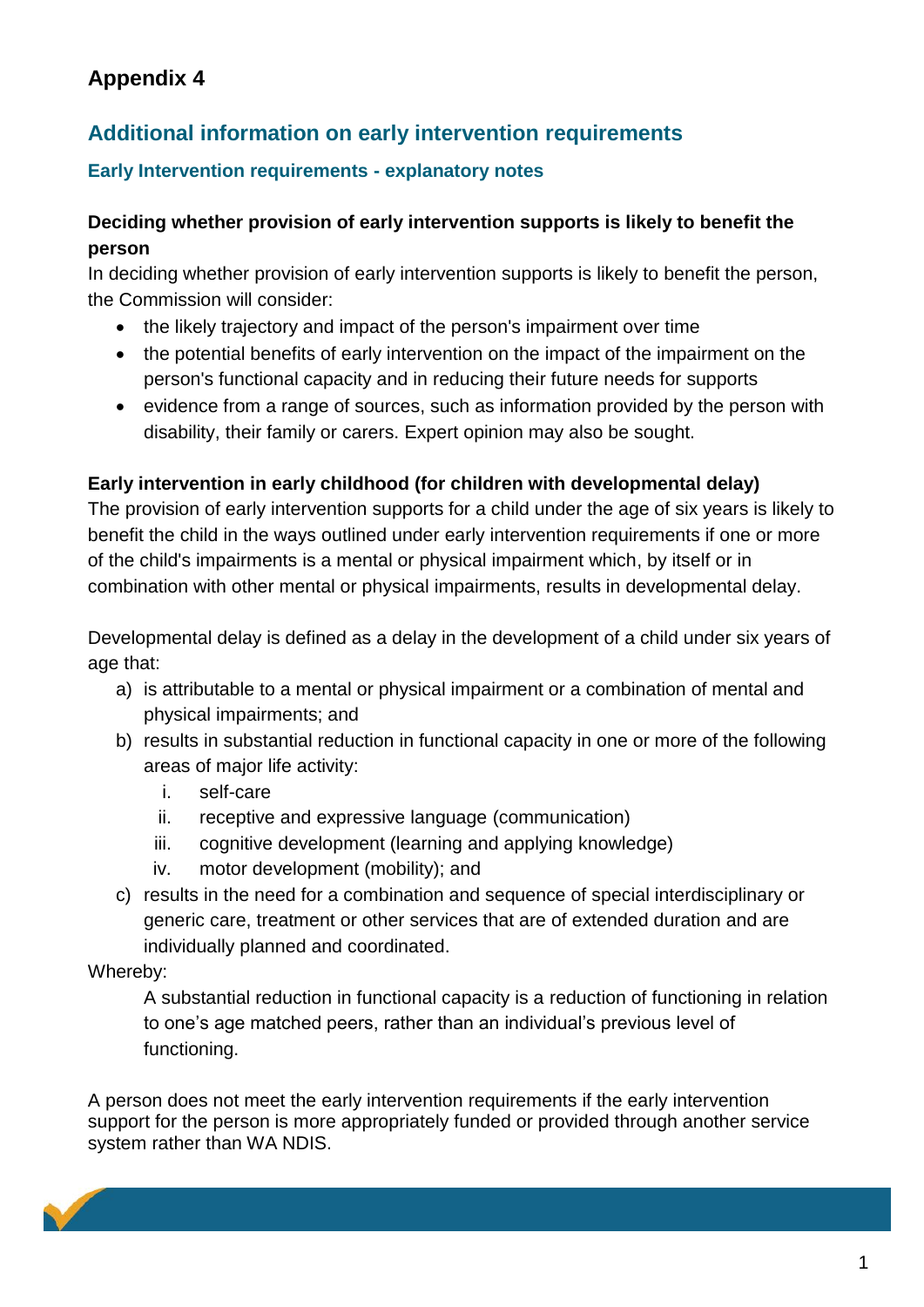# Appendix 4

## Additional information on early intervention requirements

### Early Intervention requirements - explanatory notes

**Deciding whether provision of early intervention supports is likely to benefit the person**

In deciding whether provision of early intervention supports is likely to benefit the person, the Commission will consider:

- the likely trajectory and impact of the person's impairment over time
- the potential benefits of early intervention on the impact of the impairment on the person's functional capacity and in reducing their future needs for supports
- evidence from a range of sources, such as information provided by the person with disability, their family or carers. Expert opinion may also be sought.

**Early intervention in early childhood (for children with developmental delay)**

The provision of early intervention supports for a child under the age of six years is likely to benefit the child in the ways outlined under early intervention requirements if one or more of the child's impairments is a mental or physical impairment which, by itself or in combination with other mental or physical impairments, results in developmental delay.

Developmental delay is defined as a delay in the development of a child under six years of age that:

a) is attributable to a mental or physical impairment or a combination of mental and physical impairments; and
b) results in substantial reduction in functional capacity in one or more of the following areas of major life activity:
   i. self-care
   ii. receptive and expressive language (communication)
   iii. cognitive development (learning and applying knowledge)
   iv. motor development (mobility); and
c) results in the need for a combination and sequence of special interdisciplinary or generic care, treatment or other services that are of extended duration and are individually planned and coordinated.

Whereby:

> A substantial reduction in functional capacity is a reduction of functioning in relation to one's age matched peers, rather than an individual's previous level of functioning.

A person does not meet the early intervention requirements if the early intervention support for the person is more appropriately funded or provided through another service system rather than WA NDIS.